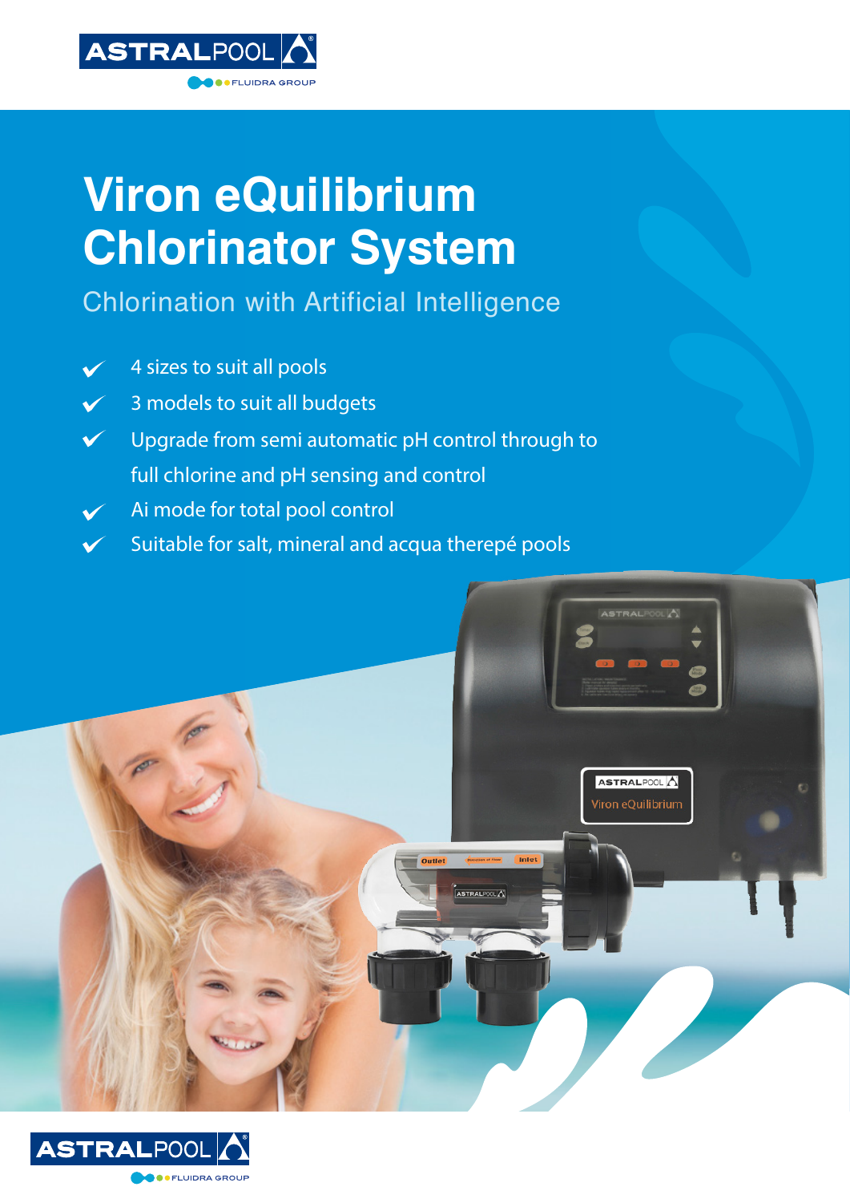# Viron eQuilibrium Chlorinator System

## Chlorination with Artificial Intelligence

- 4 sizes to suit all pools
- 3 models to suit all budgets
- Upgrade from semi automatic pH control through to full chlorine and pH sensing and control
- Ai mode for total pool control
- Suitable for salt, mineral and acqua therepé pools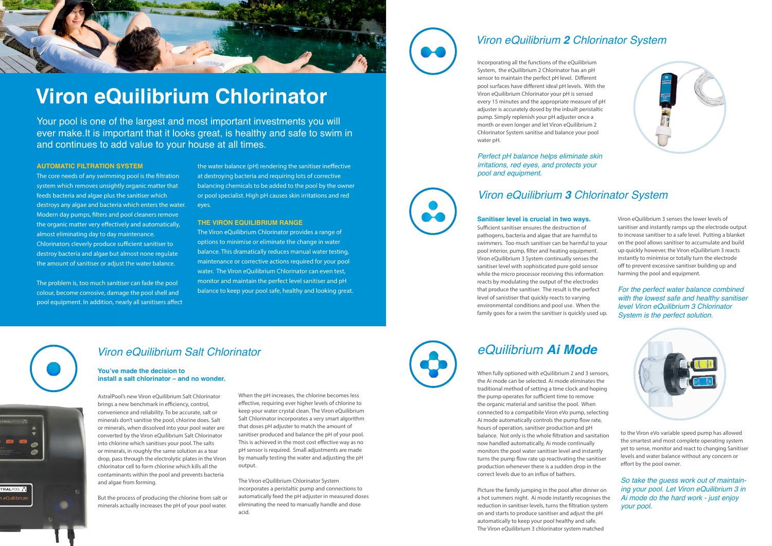# Viron eQuilibrium Chlorinator

Your pool is one of the largest and most important investments you will ever make.It is important that it looks great, is healthy and safe to swim in and continues to add value to your house at all times.

### AUTOMATIC FILTRATION SYSTEM

The core needs of any swimming pool is the filtration system which removes unsightly organic matter that feeds bacteria and algae plus the sanitiser which destroys any algae and bacteria which enters the water. Modern day pumps, filters and pool cleaners remove the organic matter very effectively and automatically, almost eliminating day to day maintenance. Chlorinators cleverly produce sufficient sanitiser to destroy bacteria and algae but almost none regulate the amount of sanitiser or adjust the water balance.

The problem is, too much sanitiser can fade the pool colour, become corrosive, damage the pool shell and pool equipment. In addition, nearly all sanitisers affect the water balance (pH) rendering the sanitiser ineffective at destroying bacteria and requiring lots of corrective balancing chemicals to be added to the pool by the owner or pool specialist. High pH causes skin irritations and red eyes.

### THE VIRON EQUILIBRIUM RANGE

The Viron eQuilibrium Chlorinator provides a range of options to minimise or eliminate the change in water balance. This dramatically reduces manual water testing, maintenance or corrective actions required for your pool water. The Viron eQuilibrium Chlorinator can even test, monitor and maintain the perfect level sanitiser and pH balance to keep your pool safe, healthy and looking great.

## *Viron eQuilibrium Salt Chlorinator*

**You've made the decision to install a salt chlorinator – and no wonder.**

AstralPool's new Viron eQuilibrium Salt Chlorinator brings a new benchmark in efficiency, control, convenience and reliability. To be accurate, salt or minerals don't sanitise the pool, chlorine does. Salt or minerals, when dissolved into your pool water are converted by the Viron eQuilibrium Salt Chlorinator into chlorine which sanitises your pool. The salts or minerals, in roughly the same solution as a tear drop, pass through the electrolytic plates in the Viron chlorinator cell to form chlorine which kills all the contaminants within the pool and prevents bacteria and algae from forming.

But the process of producing the chlorine from salt or minerals actually increases the pH of your pool water. When the pH increases, the chlorine becomes less effective, requiring ever higher levels of chlorine to keep your water crystal clean. The Viron eQuilibrium Salt Chlorinator incorporates a very smart algorithm that doses pH adjuster to match the amount of sanitiser produced and balance the pH of your pool. This is achieved in the most cost effective way as no pH sensor is required. Small adjustments are made by manually testing the water and adjusting the pH output.

The Viron eQuilibrium Chlorinator System incorporates a peristaltic pump and connections to automatically feed the pH adjuster in measured doses eliminating the need to manually handle and dose acid.

## *Viron eQuilibrium **2** Chlorinator System*

Incorporating all the functions of the eQuilibrium System, the eQuilibrium 2 Chlorinator has an pH sensor to maintain the perfect pH level. Different pool surfaces have different ideal pH levels. With the Viron eQuilibrium Chlorinator your pH is sensed every 15 minutes and the appropriate measure of pH adjuster is accurately dosed by the inbuilt peristaltic pump. Simply replenish your pH adjuster once a month or even longer and let Viron eQuilibrium 2 Chlorinator System sanitise and balance your pool water pH.

*Perfect pH balance helps eliminate skin irritations, red eyes, and protects your pool and equipment.*

## *Viron eQuilibrium **3** Chlorinator System*

**Sanitiser level is crucial in two ways.**

Sufficient sanitiser ensures the destruction of pathogens, bacteria and algae that are harmful to swimmers. Too much sanitiser can be harmful to your pool interior, pump, filter and heating equipment. Viron eQuilibrium 3 System continually senses the sanitiser level with sophisticated pure gold sensor while the micro processor receiving this information reacts by modulating the output of the electrodes that produce the sanitiser. The result is the perfect level of sanistiser that quickly reacts to varying environmental conditions and pool use. When the family goes for a swim the sanitiser is quickly used up. Viron eQuilibrium 3 senses the lower levels of sanitiser and instantly ramps up the electrode output to increase sanitiser to a safe level. Putting a blanket on the pool allows sanitiser to accumulate and build up quickly however, the Viron eQuilibrium 3 reacts instantly to minimise or totally turn the electrode off to prevent excessive sanitiser building up and harming the pool and equipment.

*For the perfect water balance combined with the lowest safe and healthy sanitiser level Viron eQuilibrium 3 Chlorinator System is the perfect solution.*

## *eQuilibrium **Ai Mode***

When fully optioned with eQuilibrium 2 and 3 sensors, the Ai mode can be selected. Ai mode eliminates the traditional method of setting a time clock and hoping the pump operates for sufficient time to remove the organic material and sanitise the pool. When connected to a compatibile Viron eVo pump, selecting Ai mode automatically controls the pump flow rate, hours of operation, sanitiser production and pH balance. Not only is the whole filtration and sanitation now handled automatically, Ai mode continually monitors the pool water sanitiser level and instantly turns the pump flow rate up reactivating the sanitiser production whenever there is a sudden drop in the correct levels due to an influx of bathers.

Picture the family jumping in the pool after dinner on a hot summers night. Ai mode instantly recognises the reduction in sanitiser levels, turns the filtration system on and starts to produce sanitiser and adjust the pH automatically to keep your pool healthy and safe. The Viron eQuilibrium 3 chlorinator system matched to the Viron eVo variable speed pump has allowed the smartest and most complete operating system yet to sense, monitor and react to changing Sanitiser levels and water balance without any concern or effort by the pool owner.

*So take the guess work out of maintaining your pool. Let Viron eQuilibrium 3 in Ai mode do the hard work - just enjoy your pool.*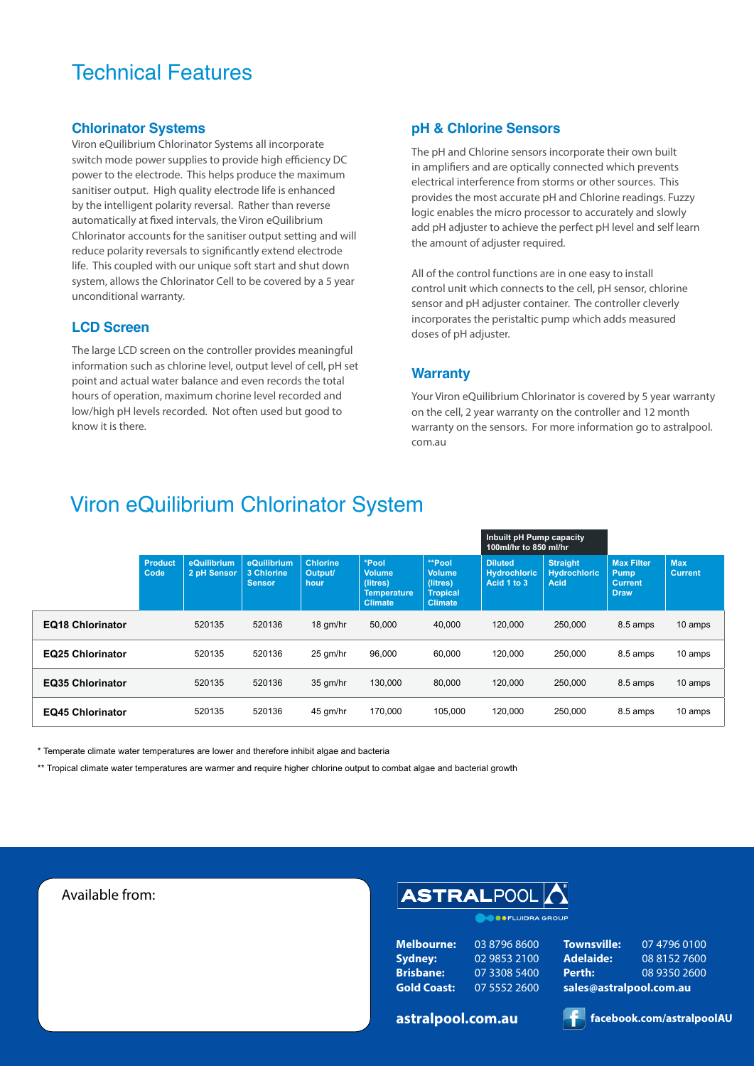# Technical Features

## Chlorinator Systems

Viron eQuilibrium Chlorinator Systems all incorporate switch mode power supplies to provide high efficiency DC power to the electrode. This helps produce the maximum sanitiser output. High quality electrode life is enhanced by the intelligent polarity reversal. Rather than reverse automatically at fixed intervals, the Viron eQuilibrium Chlorinator accounts for the sanitiser output setting and will reduce polarity reversals to significantly extend electrode life. This coupled with our unique soft start and shut down system, allows the Chlorinator Cell to be covered by a 5 year unconditional warranty.

## LCD Screen

The large LCD screen on the controller provides meaningful information such as chlorine level, output level of cell, pH set point and actual water balance and even records the total hours of operation, maximum chorine level recorded and low/high pH levels recorded. Not often used but good to know it is there.

## pH & Chlorine Sensors

The pH and Chlorine sensors incorporate their own built in amplifiers and are optically connected which prevents electrical interference from storms or other sources. This provides the most accurate pH and Chlorine readings. Fuzzy logic enables the micro processor to accurately and slowly add pH adjuster to achieve the perfect pH level and self learn the amount of adjuster required.

All of the control functions are in one easy to install control unit which connects to the cell, pH sensor, chlorine sensor and pH adjuster container. The controller cleverly incorporates the peristaltic pump which adds measured doses of pH adjuster.

## Warranty

Your Viron eQuilibrium Chlorinator is covered by 5 year warranty on the cell, 2 year warranty on the controller and 12 month warranty on the sensors. For more information go to astralpool.com.au

# Viron eQuilibrium Chlorinator System

| | | | | | | | Inbuilt pH Pump capacity 100ml/hr to 850 ml/hr | | | |
|---|---|---|---|---|---|---|---|---|---|---|
| | Product Code | eQuilibrium 2 pH Sensor | eQuilibrium 3 Chlorine Sensor | Chlorine Output/ hour | *Pool Volume (litres) Temperature Climate | **Pool Volume (litres) Tropical Climate | Diluted Hydrochloric Acid 1 to 3 | Straight Hydrochloric Acid | Max Filter Pump Current Draw | Max Current |
| **EQ18 Chlorinator** | | 520135 | 520136 | 18 gm/hr | 50,000 | 40,000 | 120,000 | 250,000 | 8.5 amps | 10 amps |
| **EQ25 Chlorinator** | | 520135 | 520136 | 25 gm/hr | 96,000 | 60,000 | 120,000 | 250,000 | 8.5 amps | 10 amps |
| **EQ35 Chlorinator** | | 520135 | 520136 | 35 gm/hr | 130,000 | 80,000 | 120,000 | 250,000 | 8.5 amps | 10 amps |
| **EQ45 Chlorinator** | | 520135 | 520136 | 45 gm/hr | 170,000 | 105,000 | 120,000 | 250,000 | 8.5 amps | 10 amps |

* Temperate climate water temperatures are lower and therefore inhibit algae and bacteria

** Tropical climate water temperatures are warmer and require higher chlorine output to combat algae and bacterial growth

Available from:

ASTRALPOOL
FLUIDRA GROUP

**Melbourne:** 03 8796 8600
**Sydney:** 02 9853 2100
**Brisbane:** 07 3308 5400
**Gold Coast:** 07 5552 2600
**Townsville:** 07 4796 0100
**Adelaide:** 08 8152 7600
**Perth:** 08 9350 2600
**sales@astralpool.com.au**

**astralpool.com.au**

**facebook.com/astralpoolAU**